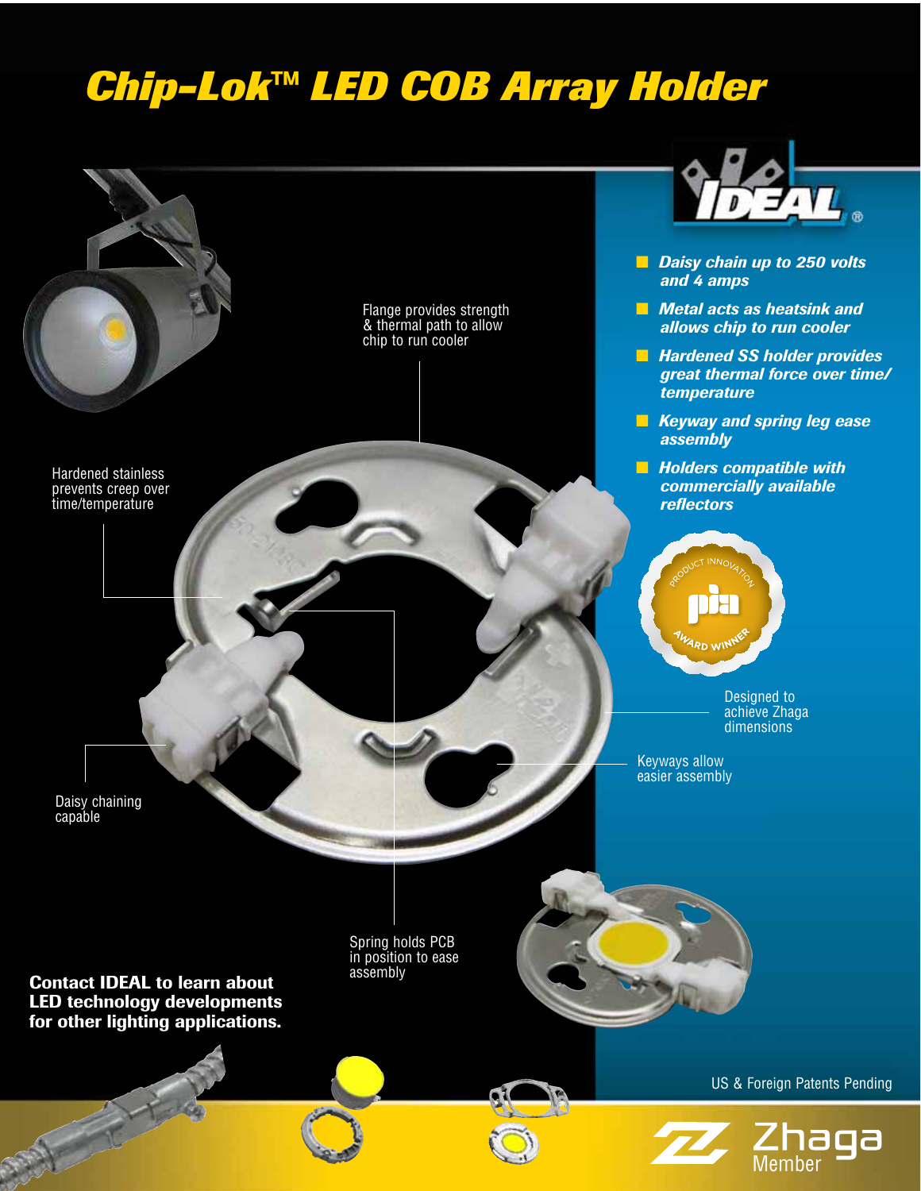# Chip-Lok™ LED COB Array Holder

- Daisy chain up to 250 volts and 4 amps
- Metal acts as heatsink and allows chip to run cooler
- Hardened SS holder provides great thermal force over time/ temperature
- Keyway and spring leg ease assembly
- Holders compatible with commercially available reflectors

Flange provides strength & thermal path to allow chip to run cooler

Hardened stainless prevents creep over time/temperature

Designed to achieve Zhaga dimensions

Keyways allow easier assembly

Daisy chaining capable

Spring holds PCB in position to ease assembly

**Contact IDEAL to learn about LED technology developments for other lighting applications.**

US & Foreign Patents Pending

Zhaga Member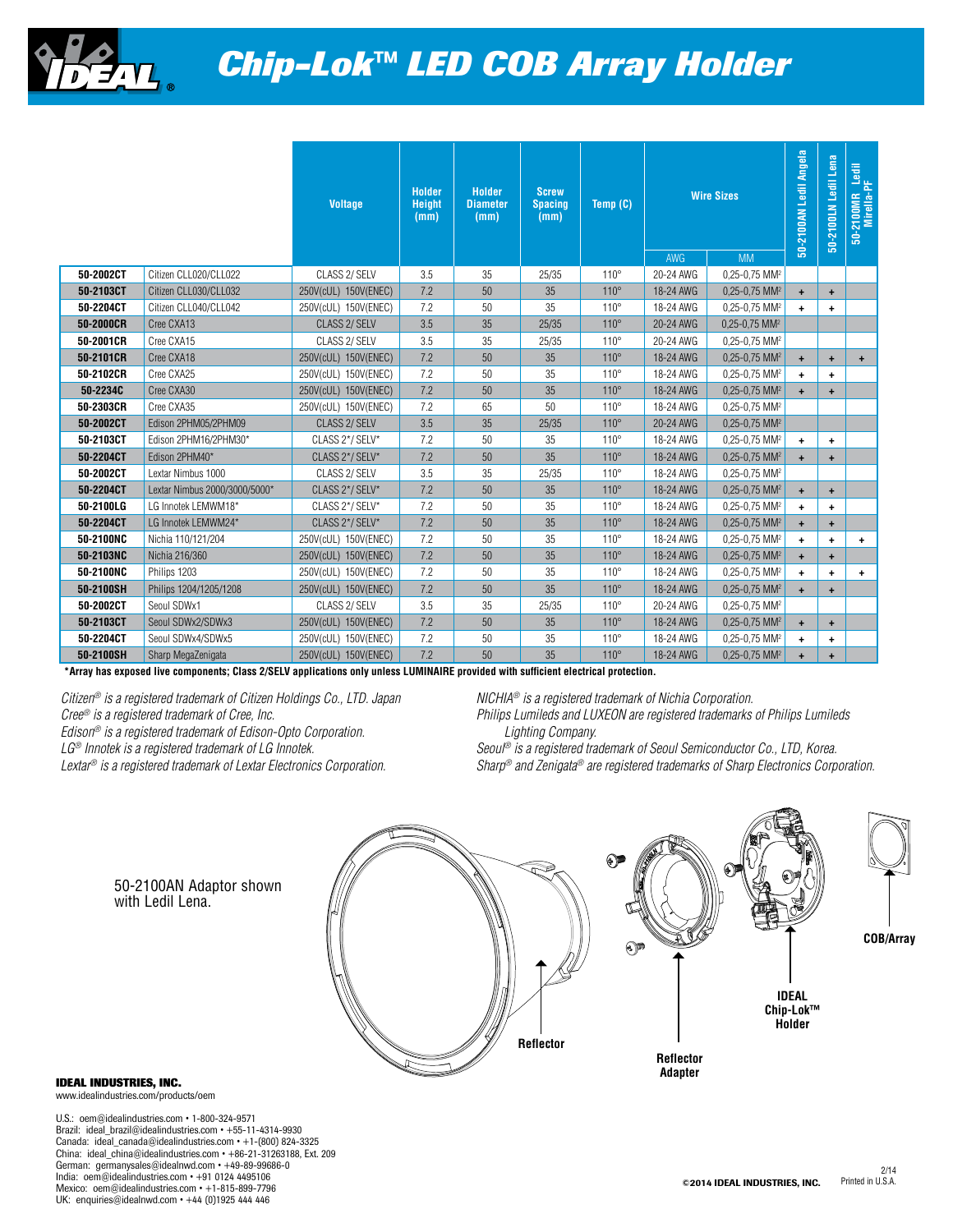# Chip-Lok™ LED COB Array Holder

| | | Voltage | Holder Height (mm) | Holder Diameter (mm) | Screw Spacing (mm) | Temp (C) | Wire Sizes | | 50-2100AN Ledil Angela | 50-2100LN Ledil Lena | 50-2100MR Ledil Mirella-PF |
|---|---|---|---|---|---|---|---|---|---|---|---|
| | | | | | | | AWG | MM | | | |
| **50-2002CT** | Citizen CLL020/CLL022 | CLASS 2/ SELV | 3.5 | 35 | 25/35 | 110° | 20-24 AWG | 0,25-0,75 MM² | | | |
| **50-2103CT** | Citizen CLL030/CLL032 | 250V(cUL) 150V(ENEC) | 7.2 | 50 | 35 | 110° | 18-24 AWG | 0,25-0,75 MM² | + | + | |
| **50-2204CT** | Citizen CLL040/CLL042 | 250V(cUL) 150V(ENEC) | 7.2 | 50 | 35 | 110° | 18-24 AWG | 0,25-0,75 MM² | + | + | |
| **50-2000CR** | Cree CXA13 | CLASS 2/ SELV | 3.5 | 35 | 25/35 | 110° | 20-24 AWG | 0,25-0,75 MM² | | | |
| **50-2001CR** | Cree CXA15 | CLASS 2/ SELV | 3.5 | 35 | 25/35 | 110° | 20-24 AWG | 0,25-0,75 MM² | | | |
| **50-2101CR** | Cree CXA18 | 250V(cUL) 150V(ENEC) | 7.2 | 50 | 35 | 110° | 18-24 AWG | 0,25-0,75 MM² | + | + | + |
| **50-2102CR** | Cree CXA25 | 250V(cUL) 150V(ENEC) | 7.2 | 50 | 35 | 110° | 18-24 AWG | 0,25-0,75 MM² | + | + | |
| **50-2234C** | Cree CXA30 | 250V(cUL) 150V(ENEC) | 7.2 | 50 | 35 | 110° | 18-24 AWG | 0,25-0,75 MM² | + | + | |
| **50-2303CR** | Cree CXA35 | 250V(cUL) 150V(ENEC) | 7.2 | 65 | 50 | 110° | 18-24 AWG | 0,25-0,75 MM² | | | |
| **50-2002CT** | Edison 2PHM05/2PHM09 | CLASS 2/ SELV | 3.5 | 35 | 25/35 | 110° | 20-24 AWG | 0,25-0,75 MM² | | | |
| **50-2103CT** | Edison 2PHM16/2PHM30* | CLASS 2*/ SELV* | 7.2 | 50 | 35 | 110° | 18-24 AWG | 0,25-0,75 MM² | + | + | |
| **50-2204CT** | Edison 2PHM40* | CLASS 2*/ SELV* | 7.2 | 50 | 35 | 110° | 18-24 AWG | 0,25-0,75 MM² | + | + | |
| **50-2002CT** | Lextar Nimbus 1000 | CLASS 2/ SELV | 3.5 | 35 | 25/35 | 110° | 18-24 AWG | 0,25-0,75 MM² | | | |
| **50-2204CT** | Lextar Nimbus 2000/3000/5000* | CLASS 2*/ SELV* | 7.2 | 50 | 35 | 110° | 18-24 AWG | 0,25-0,75 MM² | + | + | |
| **50-2100LG** | LG Innotek LEMWM18* | CLASS 2*/ SELV* | 7.2 | 50 | 35 | 110° | 18-24 AWG | 0,25-0,75 MM² | + | + | |
| **50-2204CT** | LG Innotek LEMWM24* | CLASS 2*/ SELV* | 7.2 | 50 | 35 | 110° | 18-24 AWG | 0,25-0,75 MM² | + | + | |
| **50-2100NC** | Nichia 110/121/204 | 250V(cUL) 150V(ENEC) | 7.2 | 50 | 35 | 110° | 18-24 AWG | 0,25-0,75 MM² | + | + | + |
| **50-2103NC** | Nichia 216/360 | 250V(cUL) 150V(ENEC) | 7.2 | 50 | 35 | 110° | 18-24 AWG | 0,25-0,75 MM² | + | + | |
| **50-2100NC** | Philips 1203 | 250V(cUL) 150V(ENEC) | 7.2 | 50 | 35 | 110° | 18-24 AWG | 0,25-0,75 MM² | + | + | + |
| **50-2100SH** | Philips 1204/1205/1208 | 250V(cUL) 150V(ENEC) | 7.2 | 50 | 35 | 110° | 18-24 AWG | 0,25-0,75 MM² | + | + | |
| **50-2002CT** | Seoul SDWx1 | CLASS 2/ SELV | 3.5 | 35 | 25/35 | 110° | 20-24 AWG | 0,25-0,75 MM² | | | |
| **50-2103CT** | Seoul SDWx2/SDWx3 | 250V(cUL) 150V(ENEC) | 7.2 | 50 | 35 | 110° | 18-24 AWG | 0,25-0,75 MM² | + | + | |
| **50-2204CT** | Seoul SDWx4/SDWx5 | 250V(cUL) 150V(ENEC) | 7.2 | 50 | 35 | 110° | 18-24 AWG | 0,25-0,75 MM² | + | + | |
| **50-2100SH** | Sharp MegaZenigata | 250V(cUL) 150V(ENEC) | 7.2 | 50 | 35 | 110° | 18-24 AWG | 0,25-0,75 MM² | + | + | |

**\*Array has exposed live components; Class 2/SELV applications only unless LUMINAIRE provided with sufficient electrical protection.**

*Citizen® is a registered trademark of Citizen Holdings Co., LTD. Japan*
*Cree® is a registered trademark of Cree, Inc.*
*Edison® is a registered trademark of Edison-Opto Corporation.*
*LG® Innotek is a registered trademark of LG Innotek.*
*Lextar® is a registered trademark of Lextar Electronics Corporation.*
*NICHIA® is a registered trademark of Nichia Corporation.*
*Philips Lumileds and LUXEON are registered trademarks of Philips Lumileds Lighting Company.*
*Seoul® is a registered trademark of Seoul Semiconductor Co., LTD, Korea.*
*Sharp® and Zenigata® are registered trademarks of Sharp Electronics Corporation.*

50-2100AN Adaptor shown with Ledil Lena.

Reflector

Reflector Adapter

IDEAL Chip-Lok™ Holder

COB/Array

**IDEAL INDUSTRIES, INC.**
www.idealindustries.com/products/oem

U.S.: oem@idealindustries.com • 1-800-324-9571
Brazil: ideal_brazil@idealindustries.com • +55-11-4314-9930
Canada: ideal_canada@idealindustries.com • +1-(800) 824-3325
China: ideal_china@idealindustries.com • +86-21-31263188, Ext. 209
German: germanysales@idealnwd.com • +49-89-99686-0
India: oem@idealindustries.com • +91 0124 4495106
Mexico: oem@idealindustries.com • +1-815-899-7796
UK: enquiries@idealnwd.com • +44 (0)1925 444 446

©2014 IDEAL INDUSTRIES, INC.

2/14
Printed in U.S.A.